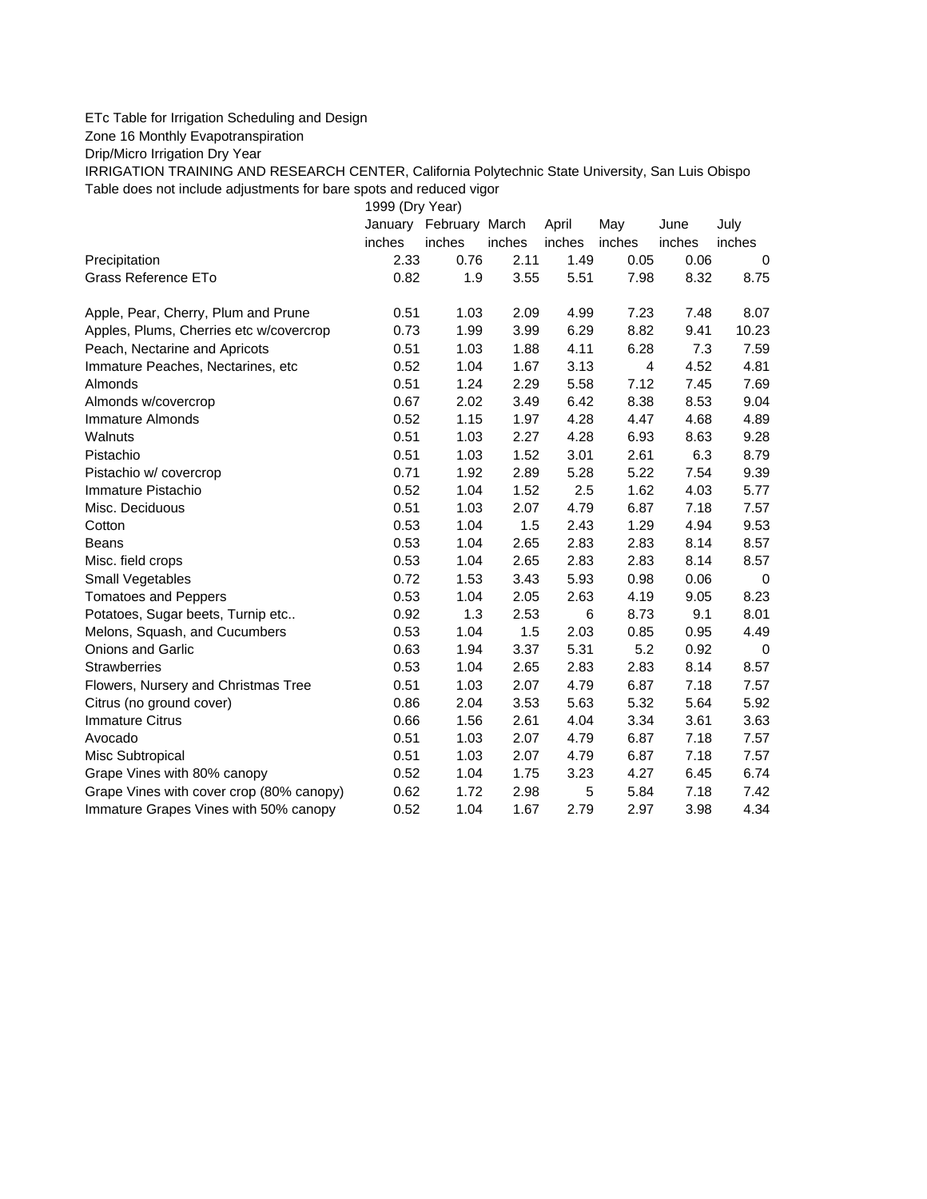ETc Table for Irrigation Scheduling and Design

Zone 16 Monthly Evapotranspiration

Drip/Micro Irrigation Dry Year

IRRIGATION TRAINING AND RESEARCH CENTER, California Polytechnic State University, San Luis Obispo

Table does not include adjustments for bare spots and reduced vigor

| | 1999 (Dry Year) | | | | | | |
|---|---|---|---|---|---|---|---|
| | January | February | March | April | May | June | July |
| | inches | inches | inches | inches | inches | inches | inches |
| Precipitation | 2.33 | 0.76 | 2.11 | 1.49 | 0.05 | 0.06 | 0 |
| Grass Reference ETo | 0.82 | 1.9 | 3.55 | 5.51 | 7.98 | 8.32 | 8.75 |
| | | | | | | | |
| Apple, Pear, Cherry, Plum and Prune | 0.51 | 1.03 | 2.09 | 4.99 | 7.23 | 7.48 | 8.07 |
| Apples, Plums, Cherries etc w/covercrop | 0.73 | 1.99 | 3.99 | 6.29 | 8.82 | 9.41 | 10.23 |
| Peach, Nectarine and Apricots | 0.51 | 1.03 | 1.88 | 4.11 | 6.28 | 7.3 | 7.59 |
| Immature Peaches, Nectarines, etc | 0.52 | 1.04 | 1.67 | 3.13 | 4 | 4.52 | 4.81 |
| Almonds | 0.51 | 1.24 | 2.29 | 5.58 | 7.12 | 7.45 | 7.69 |
| Almonds w/covercrop | 0.67 | 2.02 | 3.49 | 6.42 | 8.38 | 8.53 | 9.04 |
| Immature Almonds | 0.52 | 1.15 | 1.97 | 4.28 | 4.47 | 4.68 | 4.89 |
| Walnuts | 0.51 | 1.03 | 2.27 | 4.28 | 6.93 | 8.63 | 9.28 |
| Pistachio | 0.51 | 1.03 | 1.52 | 3.01 | 2.61 | 6.3 | 8.79 |
| Pistachio w/ covercrop | 0.71 | 1.92 | 2.89 | 5.28 | 5.22 | 7.54 | 9.39 |
| Immature Pistachio | 0.52 | 1.04 | 1.52 | 2.5 | 1.62 | 4.03 | 5.77 |
| Misc. Deciduous | 0.51 | 1.03 | 2.07 | 4.79 | 6.87 | 7.18 | 7.57 |
| Cotton | 0.53 | 1.04 | 1.5 | 2.43 | 1.29 | 4.94 | 9.53 |
| Beans | 0.53 | 1.04 | 2.65 | 2.83 | 2.83 | 8.14 | 8.57 |
| Misc. field crops | 0.53 | 1.04 | 2.65 | 2.83 | 2.83 | 8.14 | 8.57 |
| Small Vegetables | 0.72 | 1.53 | 3.43 | 5.93 | 0.98 | 0.06 | 0 |
| Tomatoes and Peppers | 0.53 | 1.04 | 2.05 | 2.63 | 4.19 | 9.05 | 8.23 |
| Potatoes, Sugar beets, Turnip etc.. | 0.92 | 1.3 | 2.53 | 6 | 8.73 | 9.1 | 8.01 |
| Melons, Squash, and Cucumbers | 0.53 | 1.04 | 1.5 | 2.03 | 0.85 | 0.95 | 4.49 |
| Onions and Garlic | 0.63 | 1.94 | 3.37 | 5.31 | 5.2 | 0.92 | 0 |
| Strawberries | 0.53 | 1.04 | 2.65 | 2.83 | 2.83 | 8.14 | 8.57 |
| Flowers, Nursery and Christmas Tree | 0.51 | 1.03 | 2.07 | 4.79 | 6.87 | 7.18 | 7.57 |
| Citrus (no ground cover) | 0.86 | 2.04 | 3.53 | 5.63 | 5.32 | 5.64 | 5.92 |
| Immature Citrus | 0.66 | 1.56 | 2.61 | 4.04 | 3.34 | 3.61 | 3.63 |
| Avocado | 0.51 | 1.03 | 2.07 | 4.79 | 6.87 | 7.18 | 7.57 |
| Misc Subtropical | 0.51 | 1.03 | 2.07 | 4.79 | 6.87 | 7.18 | 7.57 |
| Grape Vines with 80% canopy | 0.52 | 1.04 | 1.75 | 3.23 | 4.27 | 6.45 | 6.74 |
| Grape Vines with cover crop (80% canopy) | 0.62 | 1.72 | 2.98 | 5 | 5.84 | 7.18 | 7.42 |
| Immature Grapes Vines with 50% canopy | 0.52 | 1.04 | 1.67 | 2.79 | 2.97 | 3.98 | 4.34 |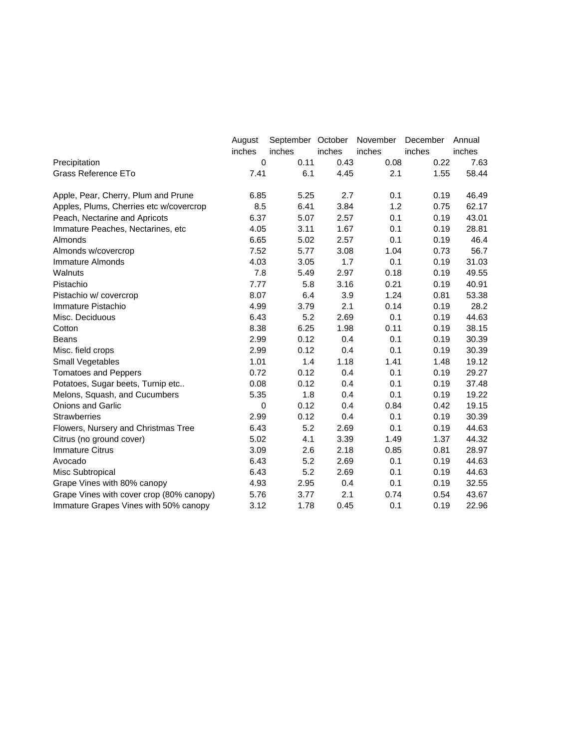| | August inches | September inches | October inches | November inches | December inches | Annual inches |
|---|---|---|---|---|---|---|
| Precipitation | 0 | 0.11 | 0.43 | 0.08 | 0.22 | 7.63 |
| Grass Reference ETo | 7.41 | 6.1 | 4.45 | 2.1 | 1.55 | 58.44 |
| | | | | | | |
| Apple, Pear, Cherry, Plum and Prune | 6.85 | 5.25 | 2.7 | 0.1 | 0.19 | 46.49 |
| Apples, Plums, Cherries etc w/covercrop | 8.5 | 6.41 | 3.84 | 1.2 | 0.75 | 62.17 |
| Peach, Nectarine and Apricots | 6.37 | 5.07 | 2.57 | 0.1 | 0.19 | 43.01 |
| Immature Peaches, Nectarines, etc | 4.05 | 3.11 | 1.67 | 0.1 | 0.19 | 28.81 |
| Almonds | 6.65 | 5.02 | 2.57 | 0.1 | 0.19 | 46.4 |
| Almonds w/covercrop | 7.52 | 5.77 | 3.08 | 1.04 | 0.73 | 56.7 |
| Immature Almonds | 4.03 | 3.05 | 1.7 | 0.1 | 0.19 | 31.03 |
| Walnuts | 7.8 | 5.49 | 2.97 | 0.18 | 0.19 | 49.55 |
| Pistachio | 7.77 | 5.8 | 3.16 | 0.21 | 0.19 | 40.91 |
| Pistachio w/ covercrop | 8.07 | 6.4 | 3.9 | 1.24 | 0.81 | 53.38 |
| Immature Pistachio | 4.99 | 3.79 | 2.1 | 0.14 | 0.19 | 28.2 |
| Misc. Deciduous | 6.43 | 5.2 | 2.69 | 0.1 | 0.19 | 44.63 |
| Cotton | 8.38 | 6.25 | 1.98 | 0.11 | 0.19 | 38.15 |
| Beans | 2.99 | 0.12 | 0.4 | 0.1 | 0.19 | 30.39 |
| Misc. field crops | 2.99 | 0.12 | 0.4 | 0.1 | 0.19 | 30.39 |
| Small Vegetables | 1.01 | 1.4 | 1.18 | 1.41 | 1.48 | 19.12 |
| Tomatoes and Peppers | 0.72 | 0.12 | 0.4 | 0.1 | 0.19 | 29.27 |
| Potatoes, Sugar beets, Turnip etc.. | 0.08 | 0.12 | 0.4 | 0.1 | 0.19 | 37.48 |
| Melons, Squash, and Cucumbers | 5.35 | 1.8 | 0.4 | 0.1 | 0.19 | 19.22 |
| Onions and Garlic | 0 | 0.12 | 0.4 | 0.84 | 0.42 | 19.15 |
| Strawberries | 2.99 | 0.12 | 0.4 | 0.1 | 0.19 | 30.39 |
| Flowers, Nursery and Christmas Tree | 6.43 | 5.2 | 2.69 | 0.1 | 0.19 | 44.63 |
| Citrus (no ground cover) | 5.02 | 4.1 | 3.39 | 1.49 | 1.37 | 44.32 |
| Immature Citrus | 3.09 | 2.6 | 2.18 | 0.85 | 0.81 | 28.97 |
| Avocado | 6.43 | 5.2 | 2.69 | 0.1 | 0.19 | 44.63 |
| Misc Subtropical | 6.43 | 5.2 | 2.69 | 0.1 | 0.19 | 44.63 |
| Grape Vines with 80% canopy | 4.93 | 2.95 | 0.4 | 0.1 | 0.19 | 32.55 |
| Grape Vines with cover crop (80% canopy) | 5.76 | 3.77 | 2.1 | 0.74 | 0.54 | 43.67 |
| Immature Grapes Vines with 50% canopy | 3.12 | 1.78 | 0.45 | 0.1 | 0.19 | 22.96 |